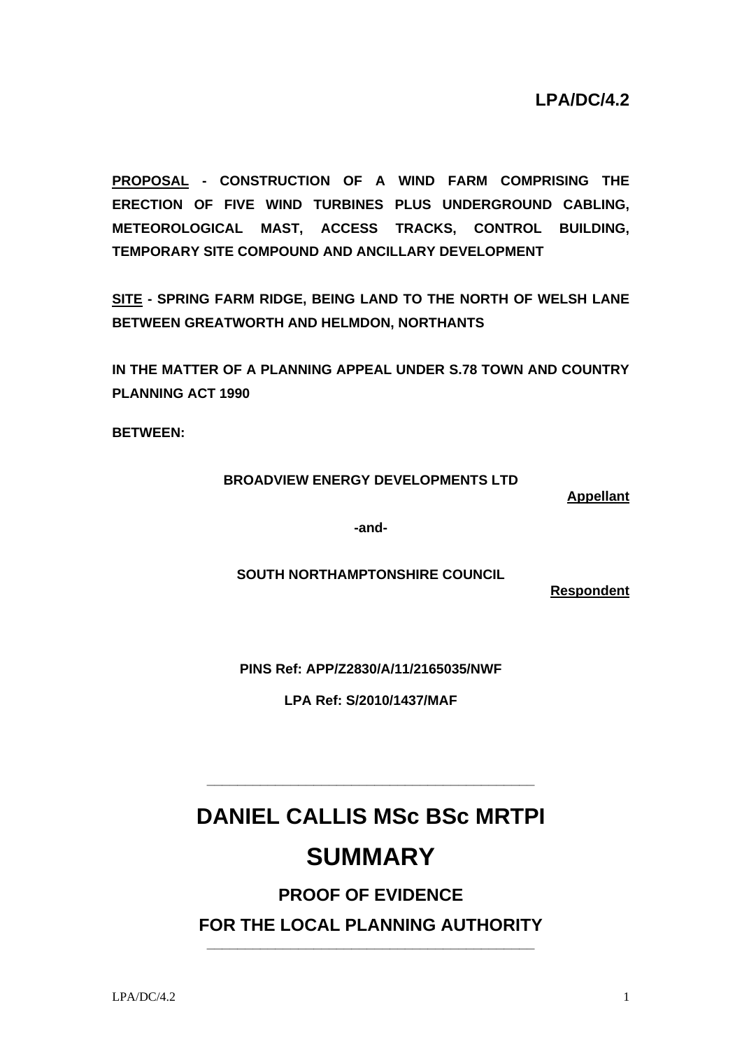**LPA/DC/4.2**

**<u>PROPOSAL</u> - CONSTRUCTION OF A WIND FARM COMPRISING THE ERECTION OF FIVE WIND TURBINES PLUS UNDERGROUND CABLING, METEOROLOGICAL MAST, ACCESS TRACKS, CONTROL BUILDING, TEMPORARY SITE COMPOUND AND ANCILLARY DEVELOPMENT**

**<u>SITE</u> - SPRING FARM RIDGE, BEING LAND TO THE NORTH OF WELSH LANE BETWEEN GREATWORTH AND HELMDON, NORTHANTS**

**IN THE MATTER OF A PLANNING APPEAL UNDER S.78 TOWN AND COUNTRY PLANNING ACT 1990**

**BETWEEN:**

**BROADVIEW ENERGY DEVELOPMENTS LTD**

**<u>Appellant</u>**

**-and-**

**SOUTH NORTHAMPTONSHIRE COUNCIL**

**<u>Respondent</u>**

**PINS Ref: APP/Z2830/A/11/2165035/NWF**

**LPA Ref: S/2010/1437/MAF**

---

# DANIEL CALLIS MSc BSc MRTPI

# SUMMARY

## PROOF OF EVIDENCE

## FOR THE LOCAL PLANNING AUTHORITY

---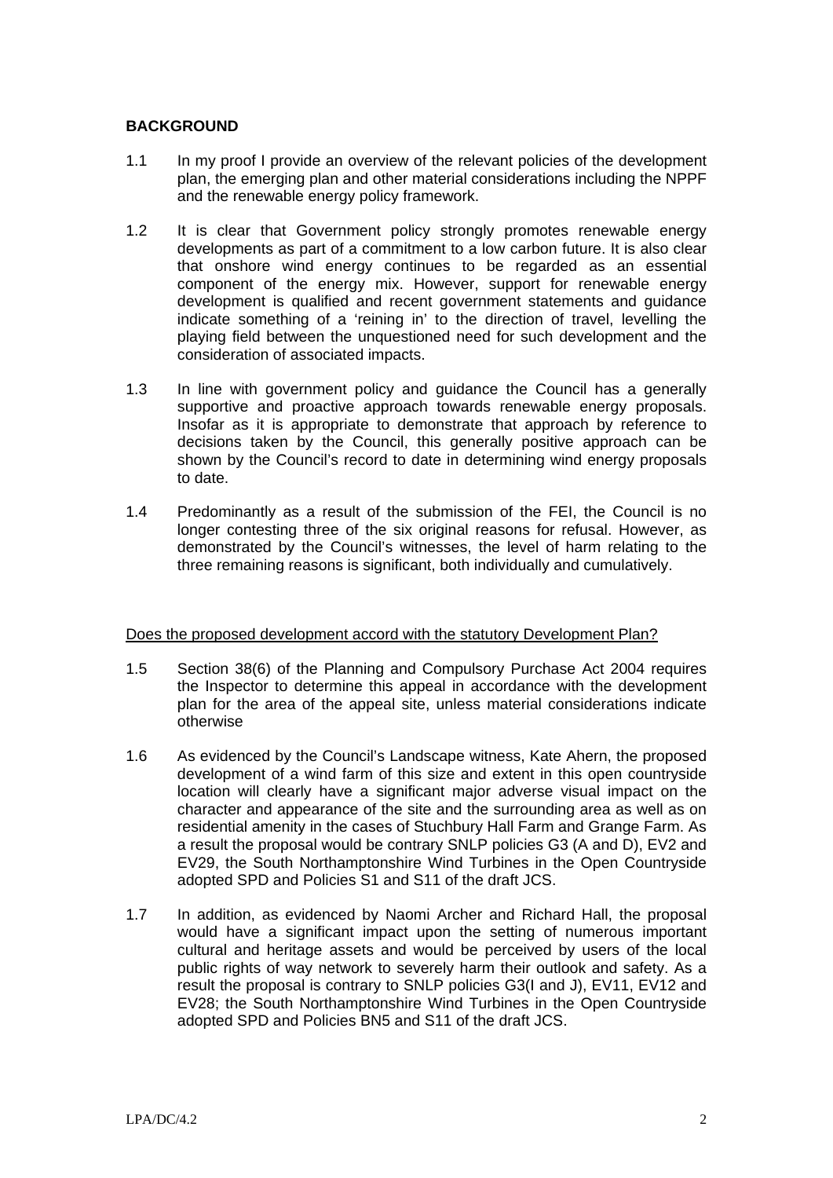**BACKGROUND**

1.1 In my proof I provide an overview of the relevant policies of the development plan, the emerging plan and other material considerations including the NPPF and the renewable energy policy framework.

1.2 It is clear that Government policy strongly promotes renewable energy developments as part of a commitment to a low carbon future. It is also clear that onshore wind energy continues to be regarded as an essential component of the energy mix. However, support for renewable energy development is qualified and recent government statements and guidance indicate something of a 'reining in' to the direction of travel, levelling the playing field between the unquestioned need for such development and the consideration of associated impacts.

1.3 In line with government policy and guidance the Council has a generally supportive and proactive approach towards renewable energy proposals. Insofar as it is appropriate to demonstrate that approach by reference to decisions taken by the Council, this generally positive approach can be shown by the Council's record to date in determining wind energy proposals to date.

1.4 Predominantly as a result of the submission of the FEI, the Council is no longer contesting three of the six original reasons for refusal. However, as demonstrated by the Council's witnesses, the level of harm relating to the three remaining reasons is significant, both individually and cumulatively.

Does the proposed development accord with the statutory Development Plan?

1.5 Section 38(6) of the Planning and Compulsory Purchase Act 2004 requires the Inspector to determine this appeal in accordance with the development plan for the area of the appeal site, unless material considerations indicate otherwise

1.6 As evidenced by the Council's Landscape witness, Kate Ahern, the proposed development of a wind farm of this size and extent in this open countryside location will clearly have a significant major adverse visual impact on the character and appearance of the site and the surrounding area as well as on residential amenity in the cases of Stuchbury Hall Farm and Grange Farm. As a result the proposal would be contrary SNLP policies G3 (A and D), EV2 and EV29, the South Northamptonshire Wind Turbines in the Open Countryside adopted SPD and Policies S1 and S11 of the draft JCS.

1.7 In addition, as evidenced by Naomi Archer and Richard Hall, the proposal would have a significant impact upon the setting of numerous important cultural and heritage assets and would be perceived by users of the local public rights of way network to severely harm their outlook and safety. As a result the proposal is contrary to SNLP policies G3(I and J), EV11, EV12 and EV28; the South Northamptonshire Wind Turbines in the Open Countryside adopted SPD and Policies BN5 and S11 of the draft JCS.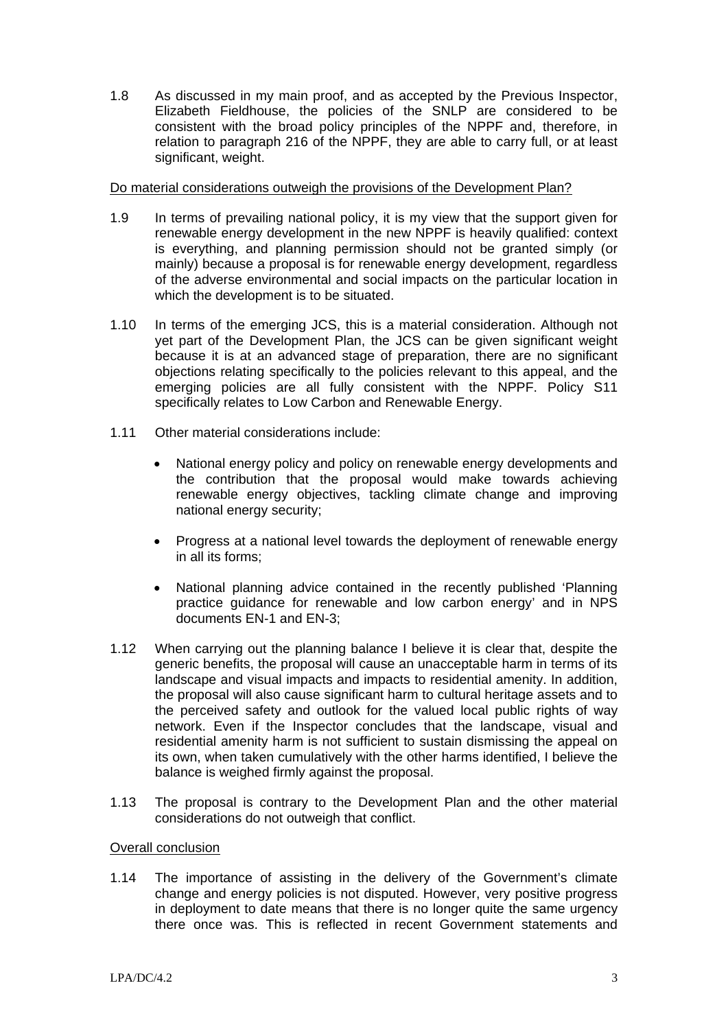1.8 As discussed in my main proof, and as accepted by the Previous Inspector, Elizabeth Fieldhouse, the policies of the SNLP are considered to be consistent with the broad policy principles of the NPPF and, therefore, in relation to paragraph 216 of the NPPF, they are able to carry full, or at least significant, weight.

<u>Do material considerations outweigh the provisions of the Development Plan?</u>

1.9 In terms of prevailing national policy, it is my view that the support given for renewable energy development in the new NPPF is heavily qualified: context is everything, and planning permission should not be granted simply (or mainly) because a proposal is for renewable energy development, regardless of the adverse environmental and social impacts on the particular location in which the development is to be situated.

1.10 In terms of the emerging JCS, this is a material consideration. Although not yet part of the Development Plan, the JCS can be given significant weight because it is at an advanced stage of preparation, there are no significant objections relating specifically to the policies relevant to this appeal, and the emerging policies are all fully consistent with the NPPF. Policy S11 specifically relates to Low Carbon and Renewable Energy.

1.11 Other material considerations include:

- National energy policy and policy on renewable energy developments and the contribution that the proposal would make towards achieving renewable energy objectives, tackling climate change and improving national energy security;
- Progress at a national level towards the deployment of renewable energy in all its forms;
- National planning advice contained in the recently published 'Planning practice guidance for renewable and low carbon energy' and in NPS documents EN-1 and EN-3;

1.12 When carrying out the planning balance I believe it is clear that, despite the generic benefits, the proposal will cause an unacceptable harm in terms of its landscape and visual impacts and impacts to residential amenity. In addition, the proposal will also cause significant harm to cultural heritage assets and to the perceived safety and outlook for the valued local public rights of way network. Even if the Inspector concludes that the landscape, visual and residential amenity harm is not sufficient to sustain dismissing the appeal on its own, when taken cumulatively with the other harms identified, I believe the balance is weighed firmly against the proposal.

1.13 The proposal is contrary to the Development Plan and the other material considerations do not outweigh that conflict.

<u>Overall conclusion</u>

1.14 The importance of assisting in the delivery of the Government's climate change and energy policies is not disputed. However, very positive progress in deployment to date means that there is no longer quite the same urgency there once was. This is reflected in recent Government statements and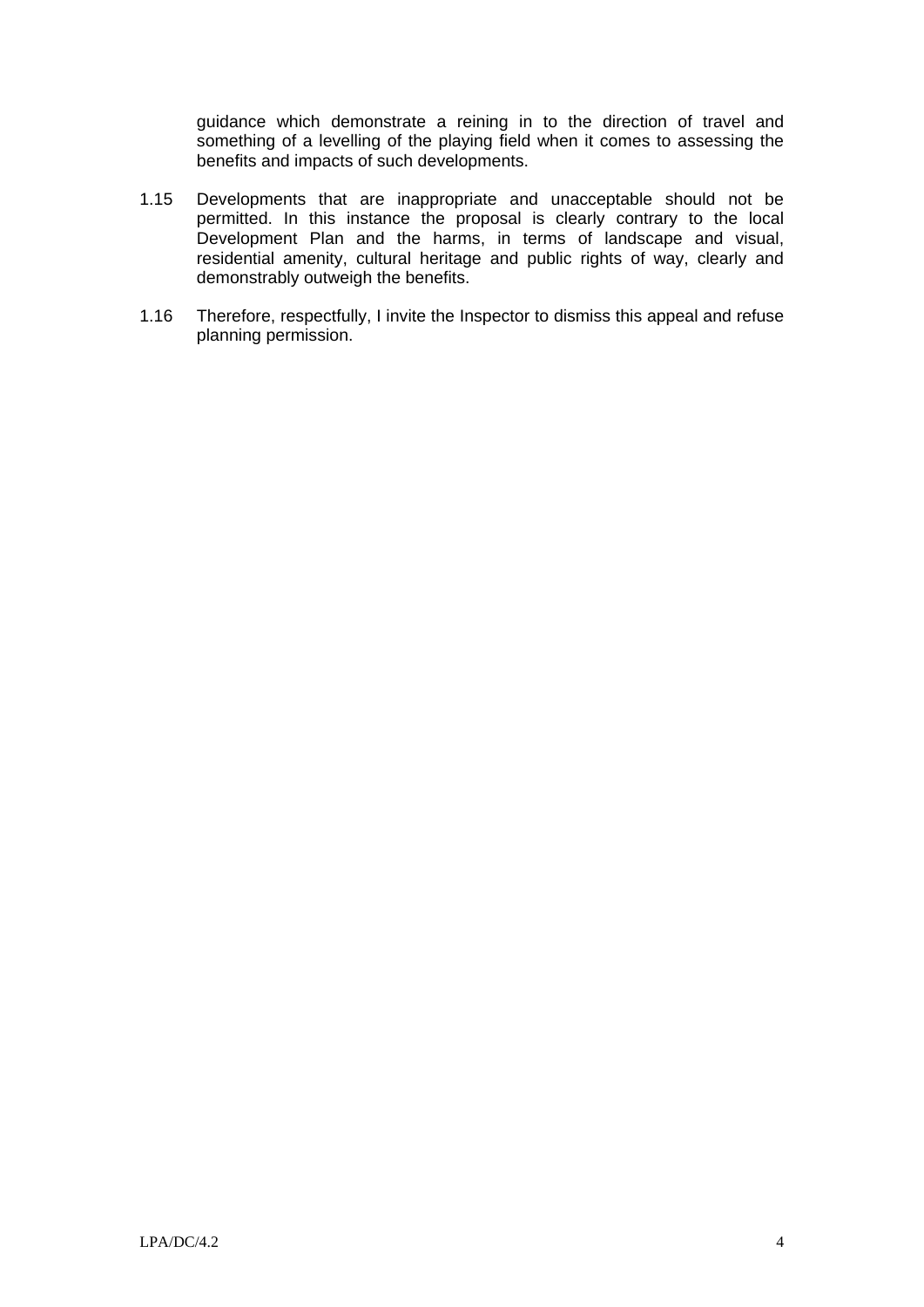guidance which demonstrate a reining in to the direction of travel and something of a levelling of the playing field when it comes to assessing the benefits and impacts of such developments.

1.15 Developments that are inappropriate and unacceptable should not be permitted. In this instance the proposal is clearly contrary to the local Development Plan and the harms, in terms of landscape and visual, residential amenity, cultural heritage and public rights of way, clearly and demonstrably outweigh the benefits.

1.16 Therefore, respectfully, I invite the Inspector to dismiss this appeal and refuse planning permission.